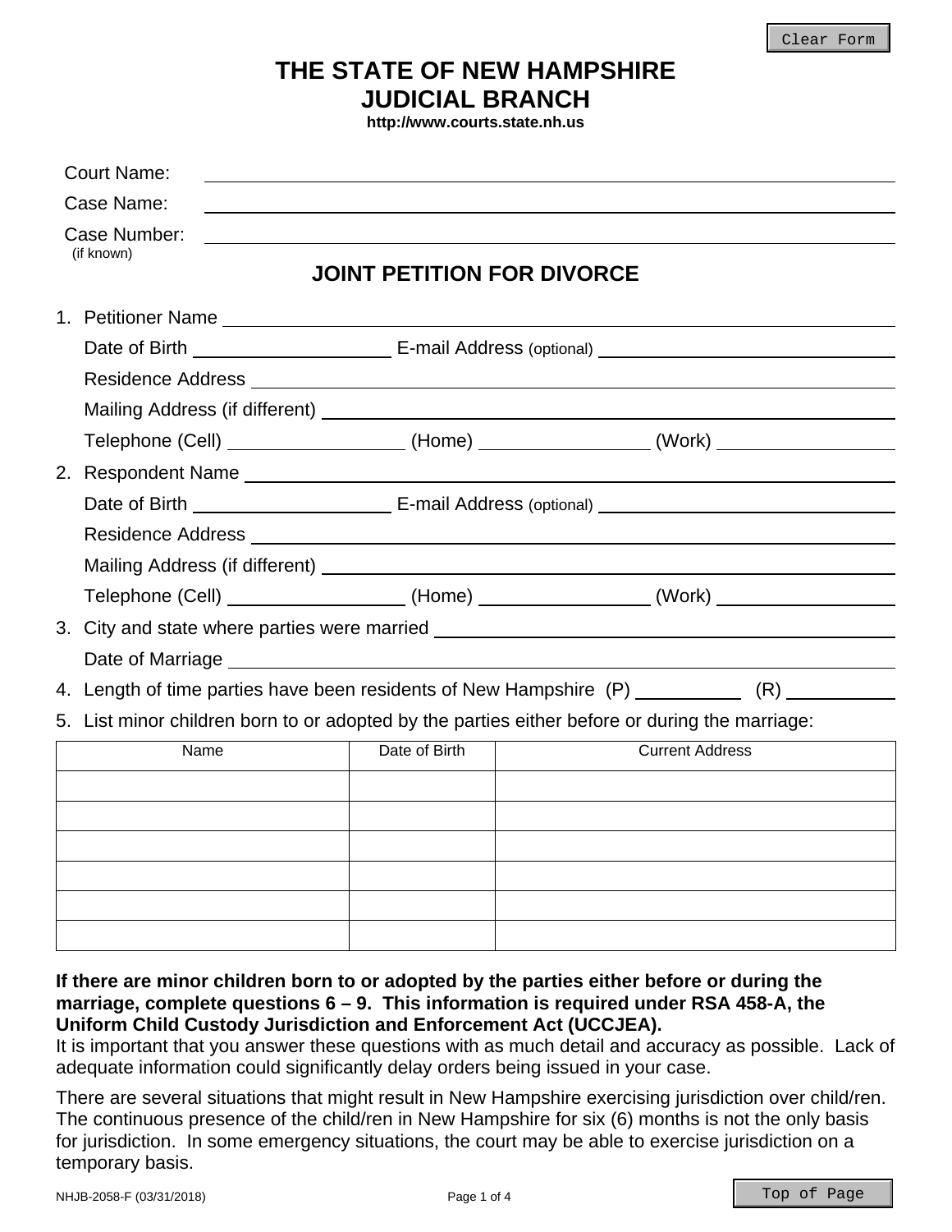Clear Form

# THE STATE OF NEW HAMPSHIRE
# JUDICIAL BRANCH

**http://www.courts.state.nh.us**

Court Name: ______________________________

Case Name: ______________________________

Case Number: ______________________________
(if known)

## JOINT PETITION FOR DIVORCE

1. Petitioner Name ______________________________

   Date of Birth ____________ E-mail Address (optional) ____________

   Residence Address ______________________________

   Mailing Address (if different) ______________________________

   Telephone (Cell) ____________ (Home) ____________ (Work) ____________

2. Respondent Name ______________________________

   Date of Birth ____________ E-mail Address (optional) ____________

   Residence Address ______________________________

   Mailing Address (if different) ______________________________

   Telephone (Cell) ____________ (Home) ____________ (Work) ____________

3. City and state where parties were married ______________________________

   Date of Marriage ______________________________

4. Length of time parties have been residents of New Hampshire (P) ________ (R) ________

5. List minor children born to or adopted by the parties either before or during the marriage:

| Name | Date of Birth | Current Address |
|---|---|---|
| | | |
| | | |
| | | |
| | | |
| | | |
| | | |

**If there are minor children born to or adopted by the parties either before or during the marriage, complete questions 6 – 9. This information is required under RSA 458-A, the Uniform Child Custody Jurisdiction and Enforcement Act (UCCJEA).**

It is important that you answer these questions with as much detail and accuracy as possible. Lack of adequate information could significantly delay orders being issued in your case.

There are several situations that might result in New Hampshire exercising jurisdiction over child/ren. The continuous presence of the child/ren in New Hampshire for six (6) months is not the only basis for jurisdiction. In some emergency situations, the court may be able to exercise jurisdiction on a temporary basis.

NHJB-2058-F (03/31/2018)

Top of Page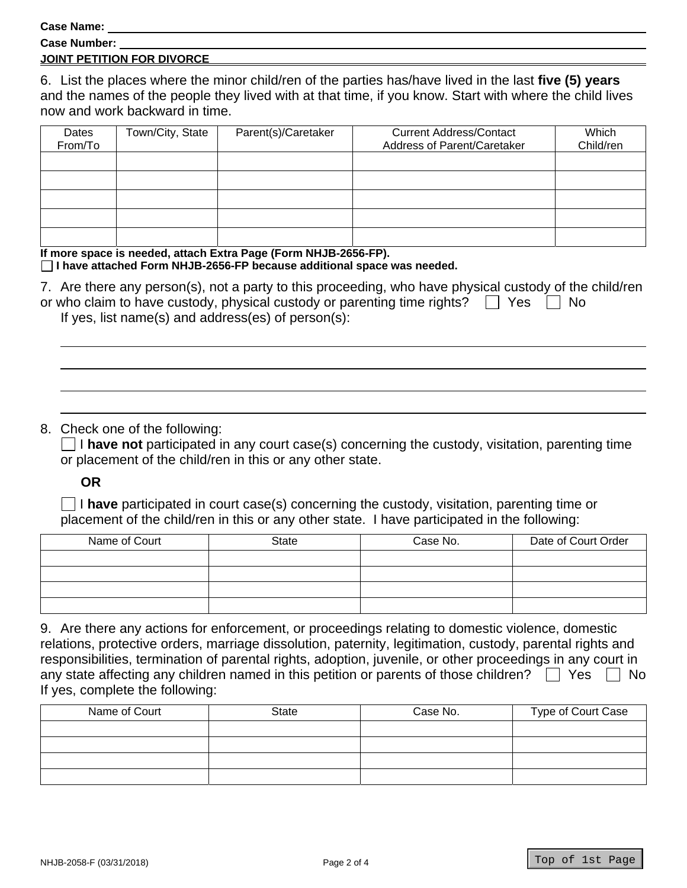Case Name:
Case Number:
**JOINT PETITION FOR DIVORCE**

6. List the places where the minor child/ren of the parties has/have lived in the last **five (5) years** and the names of the people they lived with at that time, if you know. Start with where the child lives now and work backward in time.

| Dates From/To | Town/City, State | Parent(s)/Caretaker | Current Address/Contact Address of Parent/Caretaker | Which Child/ren |
|---|---|---|---|---|
| | | | | |
| | | | | |
| | | | | |
| | | | | |
| | | | | |

**If more space is needed, attach Extra Page (Form NHJB-2656-FP).**
☐ **I have attached Form NHJB-2656-FP because additional space was needed.**

7. Are there any person(s), not a party to this proceeding, who have physical custody of the child/ren or who claim to have custody, physical custody or parenting time rights? ☐ Yes ☐ No
If yes, list name(s) and address(es) of person(s):

8. Check one of the following:
☐ I **have not** participated in any court case(s) concerning the custody, visitation, parenting time or placement of the child/ren in this or any other state.

**OR**

☐ I **have** participated in court case(s) concerning the custody, visitation, parenting time or placement of the child/ren in this or any other state. I have participated in the following:

| Name of Court | State | Case No. | Date of Court Order |
|---|---|---|---|
| | | | |
| | | | |
| | | | |
| | | | |

9. Are there any actions for enforcement, or proceedings relating to domestic violence, domestic relations, protective orders, marriage dissolution, paternity, legitimation, custody, parental rights and responsibilities, termination of parental rights, adoption, juvenile, or other proceedings in any court in any state affecting any children named in this petition or parents of those children? ☐ Yes ☐ No
If yes, complete the following:

| Name of Court | State | Case No. | Type of Court Case |
|---|---|---|---|
| | | | |
| | | | |
| | | | |
| | | | |

NHJB-2058-F (03/31/2018)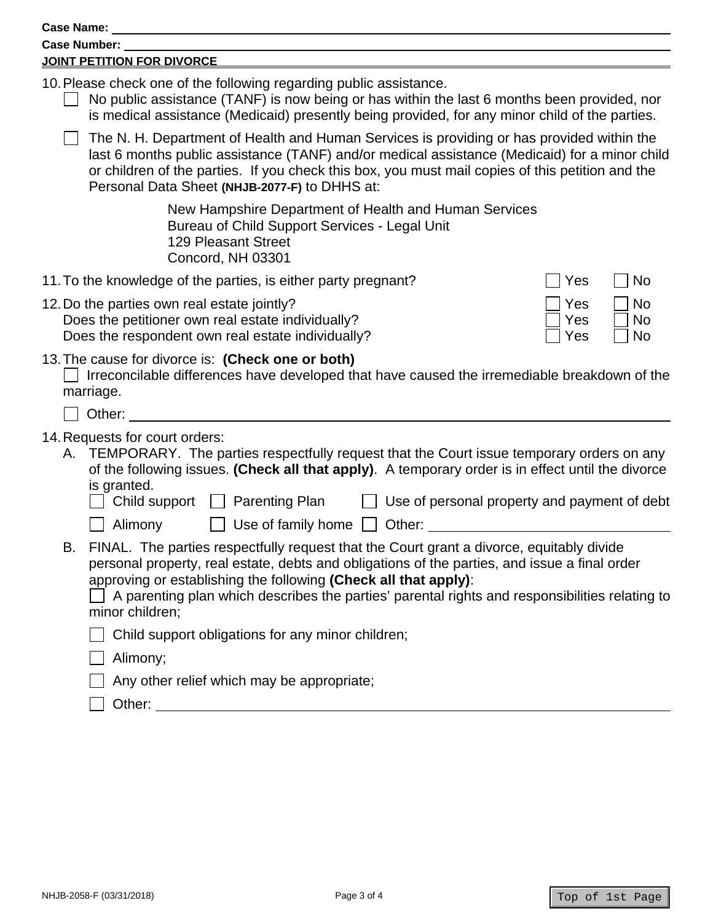**Case Name:** 

**Case Number:** 

**JOINT PETITION FOR DIVORCE**

10. Please check one of the following regarding public assistance.
    - ☐ No public assistance (TANF) is now being or has within the last 6 months been provided, nor is medical assistance (Medicaid) presently being provided, for any minor child of the parties.
    - ☐ The N. H. Department of Health and Human Services is providing or has provided within the last 6 months public assistance (TANF) and/or medical assistance (Medicaid) for a minor child or children of the parties. If you check this box, you must mail copies of this petition and the Personal Data Sheet **(NHJB-2077-F)** to DHHS at:

      New Hampshire Department of Health and Human Services
      Bureau of Child Support Services - Legal Unit
      129 Pleasant Street
      Concord, NH 03301

11. To the knowledge of the parties, is either party pregnant? ☐ Yes ☐ No

12. Do the parties own real estate jointly? ☐ Yes ☐ No
    Does the petitioner own real estate individually? ☐ Yes ☐ No
    Does the respondent own real estate individually? ☐ Yes ☐ No

13. The cause for divorce is: **(Check one or both)**
    - ☐ Irreconcilable differences have developed that have caused the irremediable breakdown of the marriage.
    - ☐ Other: 

14. Requests for court orders:
    - A. TEMPORARY. The parties respectfully request that the Court issue temporary orders on any of the following issues. **(Check all that apply)**. A temporary order is in effect until the divorce is granted.
      ☐ Child support ☐ Parenting Plan ☐ Use of personal property and payment of debt
      ☐ Alimony ☐ Use of family home ☐ Other: 
    - B. FINAL. The parties respectfully request that the Court grant a divorce, equitably divide personal property, real estate, debts and obligations of the parties, and issue a final order approving or establishing the following **(Check all that apply)**:
      - ☐ A parenting plan which describes the parties' parental rights and responsibilities relating to minor children;
      - ☐ Child support obligations for any minor children;
      - ☐ Alimony;
      - ☐ Any other relief which may be appropriate;
      - ☐ Other: 

NHJB-2058-F (03/31/2018)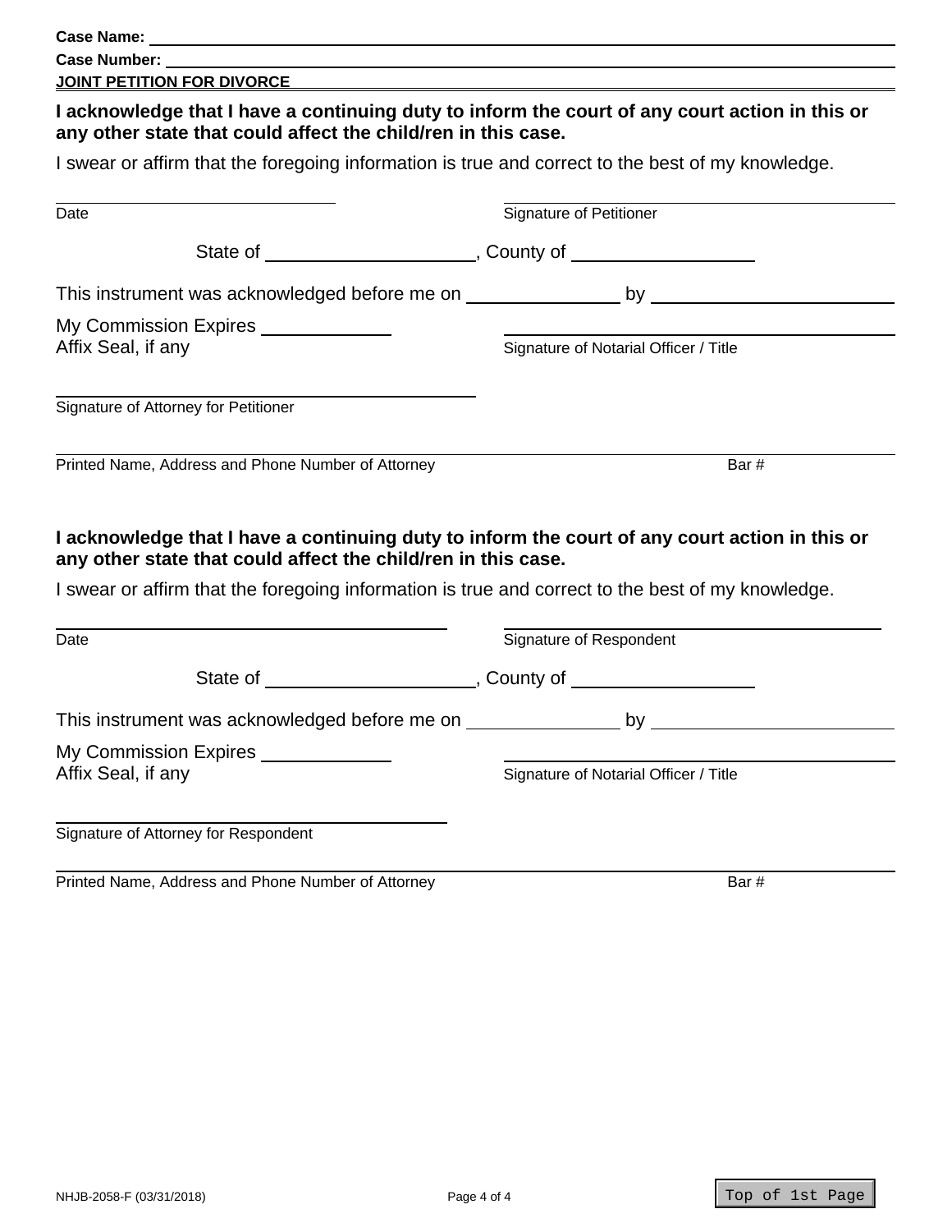**Case Name:** ___________________________________________

**Case Number:** ___________________________________________

**JOINT PETITION FOR DIVORCE**

**I acknowledge that I have a continuing duty to inform the court of any court action in this or any other state that could affect the child/ren in this case.**

I swear or affirm that the foregoing information is true and correct to the best of my knowledge.

______________________ ______________________

Date Signature of Petitioner

State of ________________, County of ______________

This instrument was acknowledged before me on ____________ by __________________

My Commission Expires __________ ______________________

Affix Seal, if any Signature of Notarial Officer / Title

______________________

Signature of Attorney for Petitioner

______________________________________________

Printed Name, Address and Phone Number of Attorney Bar #

**I acknowledge that I have a continuing duty to inform the court of any court action in this or any other state that could affect the child/ren in this case.**

I swear or affirm that the foregoing information is true and correct to the best of my knowledge.

______________________ ______________________

Date Signature of Respondent

State of ________________, County of ______________

This instrument was acknowledged before me on ____________ by __________________

My Commission Expires __________ ______________________

Affix Seal, if any Signature of Notarial Officer / Title

______________________

Signature of Attorney for Respondent

______________________________________________

Printed Name, Address and Phone Number of Attorney Bar #

NHJB-2058-F (03/31/2018)

Top of 1st Page